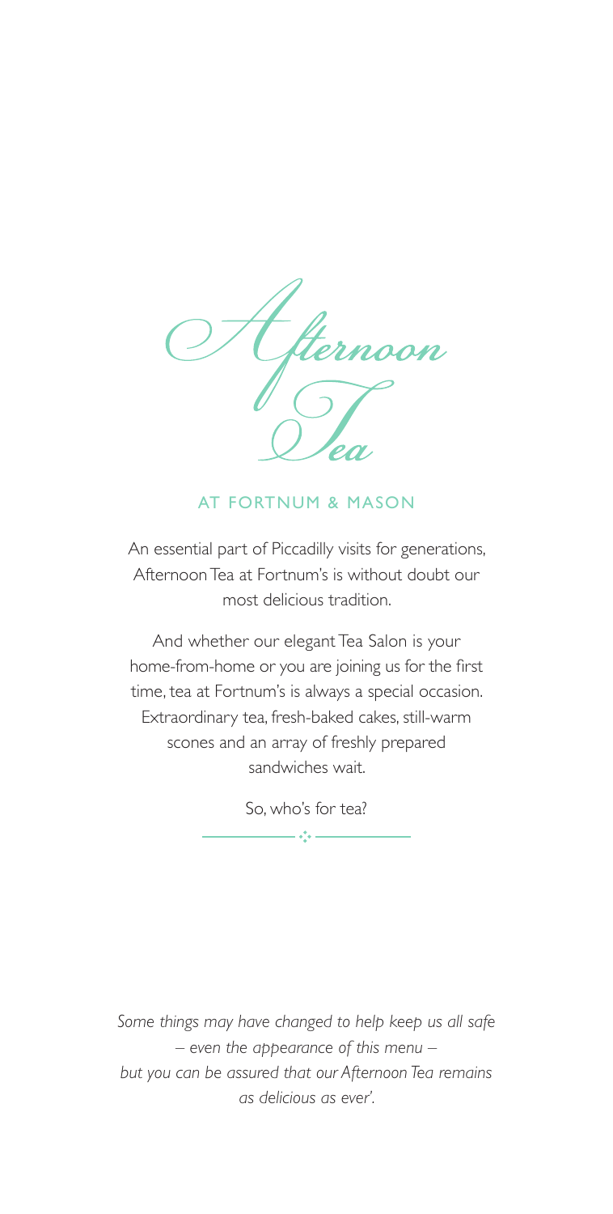# Afternoon Tea

## AT FORTNUM & MASON

An essential part of Piccadilly visits for generations, Afternoon Tea at Fortnum's is without doubt our most delicious tradition.

And whether our elegant Tea Salon is your home-from-home or you are joining us for the first time, tea at Fortnum's is always a special occasion. Extraordinary tea, fresh-baked cakes, still-warm scones and an array of freshly prepared sandwiches wait.

So, who's for tea?

*Some things may have changed to help keep us all safe – even the appearance of this menu – but you can be assured that our Afternoon Tea remains as delicious as ever'.*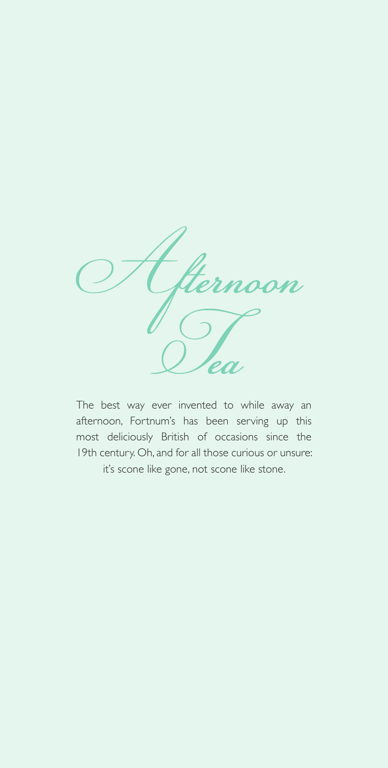# Afternoon Tea

The best way ever invented to while away an afternoon, Fortnum's has been serving up this most deliciously British of occasions since the 19th century. Oh, and for all those curious or unsure: it's scone like gone, not scone like stone.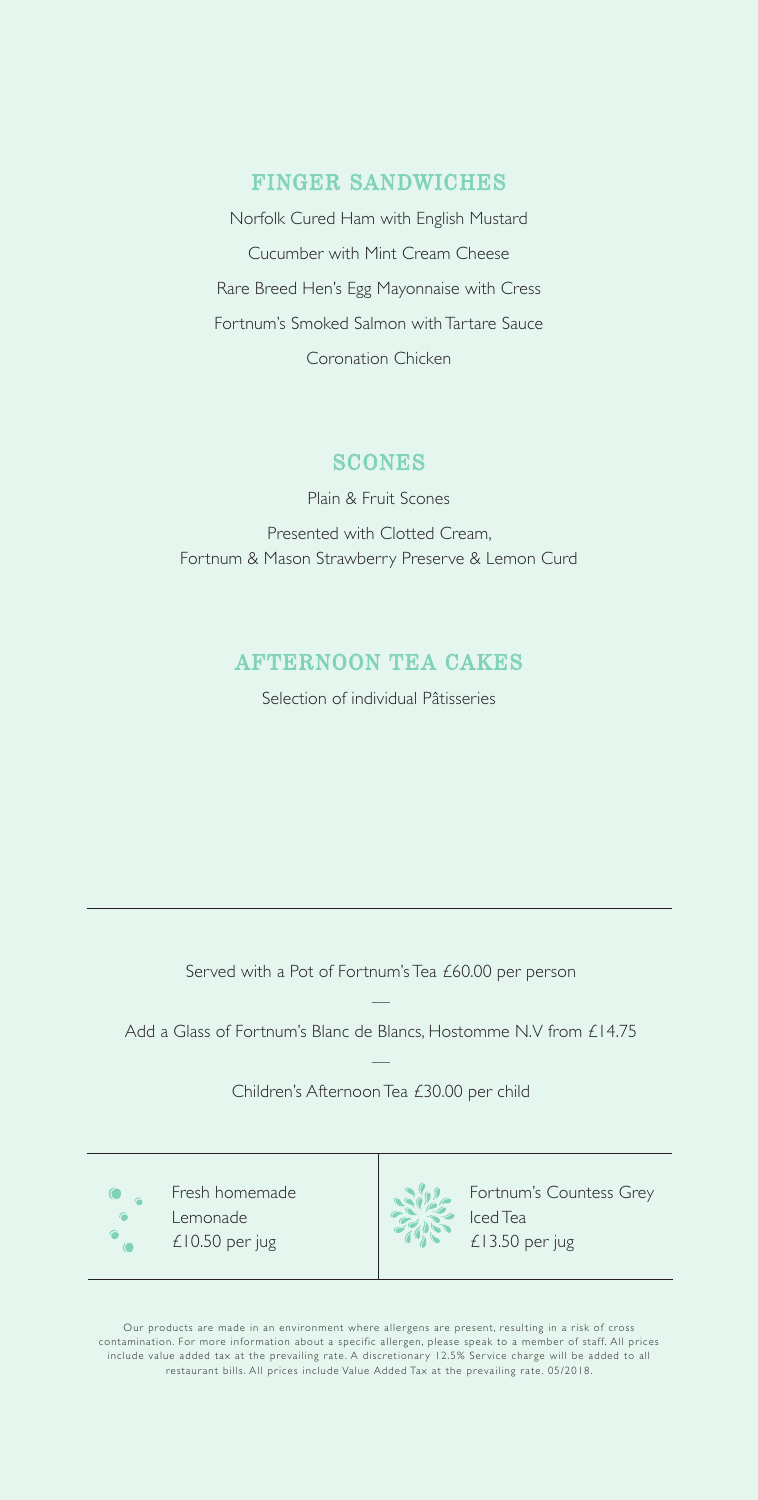## FINGER SANDWICHES

Norfolk Cured Ham with English Mustard

Cucumber with Mint Cream Cheese

Rare Breed Hen's Egg Mayonnaise with Cress

Fortnum's Smoked Salmon with Tartare Sauce

Coronation Chicken

## SCONES

Plain & Fruit Scones

Presented with Clotted Cream,
Fortnum & Mason Strawberry Preserve & Lemon Curd

## AFTERNOON TEA CAKES

Selection of individual Pâtisseries

---

Served with a Pot of Fortnum's Tea £60.00 per person

—

Add a Glass of Fortnum's Blanc de Blancs, Hostomme N.V from £14.75

—

Children's Afternoon Tea £30.00 per child

---

Fresh homemade Lemonade
£10.50 per jug

Fortnum's Countess Grey Iced Tea
£13.50 per jug

---

Our products are made in an environment where allergens are present, resulting in a risk of cross contamination. For more information about a specific allergen, please speak to a member of staff. All prices include value added tax at the prevailing rate. A discretionary 12.5% Service charge will be added to all restaurant bills. All prices include Value Added Tax at the prevailing rate. 05/2018.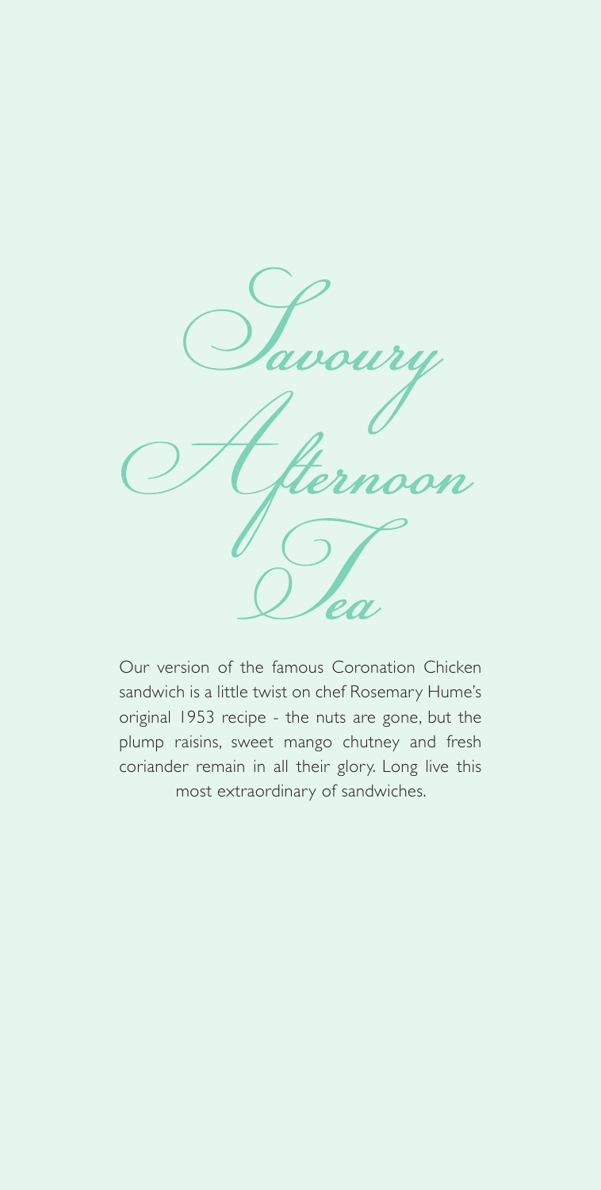# Savoury Afternoon Tea

Our version of the famous Coronation Chicken sandwich is a little twist on chef Rosemary Hume's original 1953 recipe - the nuts are gone, but the plump raisins, sweet mango chutney and fresh coriander remain in all their glory. Long live this most extraordinary of sandwiches.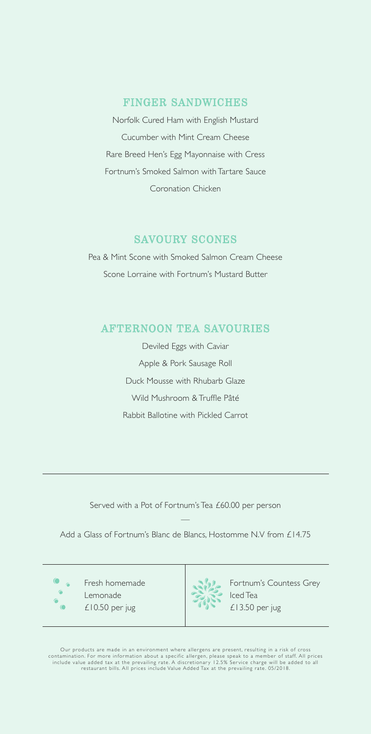## FINGER SANDWICHES

Norfolk Cured Ham with English Mustard

Cucumber with Mint Cream Cheese

Rare Breed Hen's Egg Mayonnaise with Cress

Fortnum's Smoked Salmon with Tartare Sauce

Coronation Chicken

## SAVOURY SCONES

Pea & Mint Scone with Smoked Salmon Cream Cheese

Scone Lorraine with Fortnum's Mustard Butter

## AFTERNOON TEA SAVOURIES

Deviled Eggs with Caviar

Apple & Pork Sausage Roll

Duck Mousse with Rhubarb Glaze

Wild Mushroom & Truffle Pâté

Rabbit Ballotine with Pickled Carrot

---

Served with a Pot of Fortnum's Tea £60.00 per person

—

Add a Glass of Fortnum's Blanc de Blancs, Hostomme N.V from £14.75

---

Fresh homemade Lemonade
£10.50 per jug

Fortnum's Countess Grey Iced Tea
£13.50 per jug

---

Our products are made in an environment where allergens are present, resulting in a risk of cross contamination. For more information about a specific allergen, please speak to a member of staff. All prices include value added tax at the prevailing rate. A discretionary 12.5% Service charge will be added to all restaurant bills. All prices include Value Added Tax at the prevailing rate. 05/2018.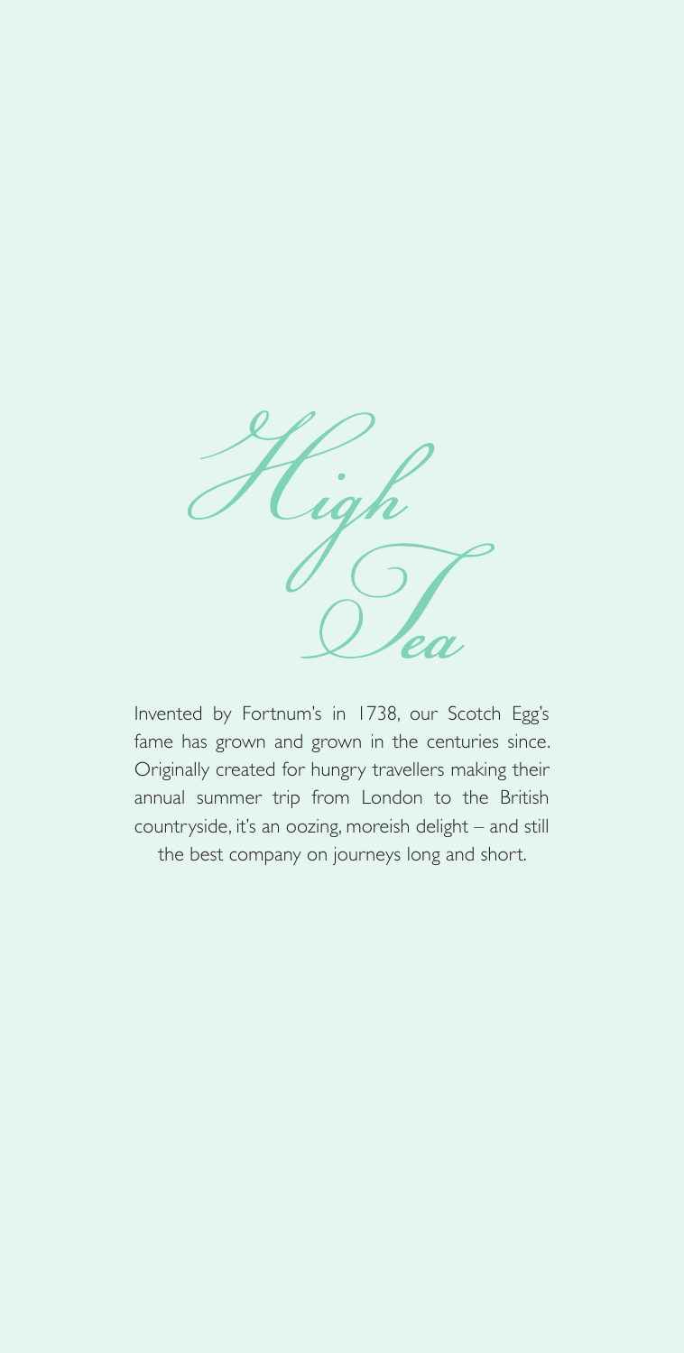# *High Tea*

Invented by Fortnum's in 1738, our Scotch Egg's fame has grown and grown in the centuries since. Originally created for hungry travellers making their annual summer trip from London to the British countryside, it's an oozing, moreish delight – and still the best company on journeys long and short.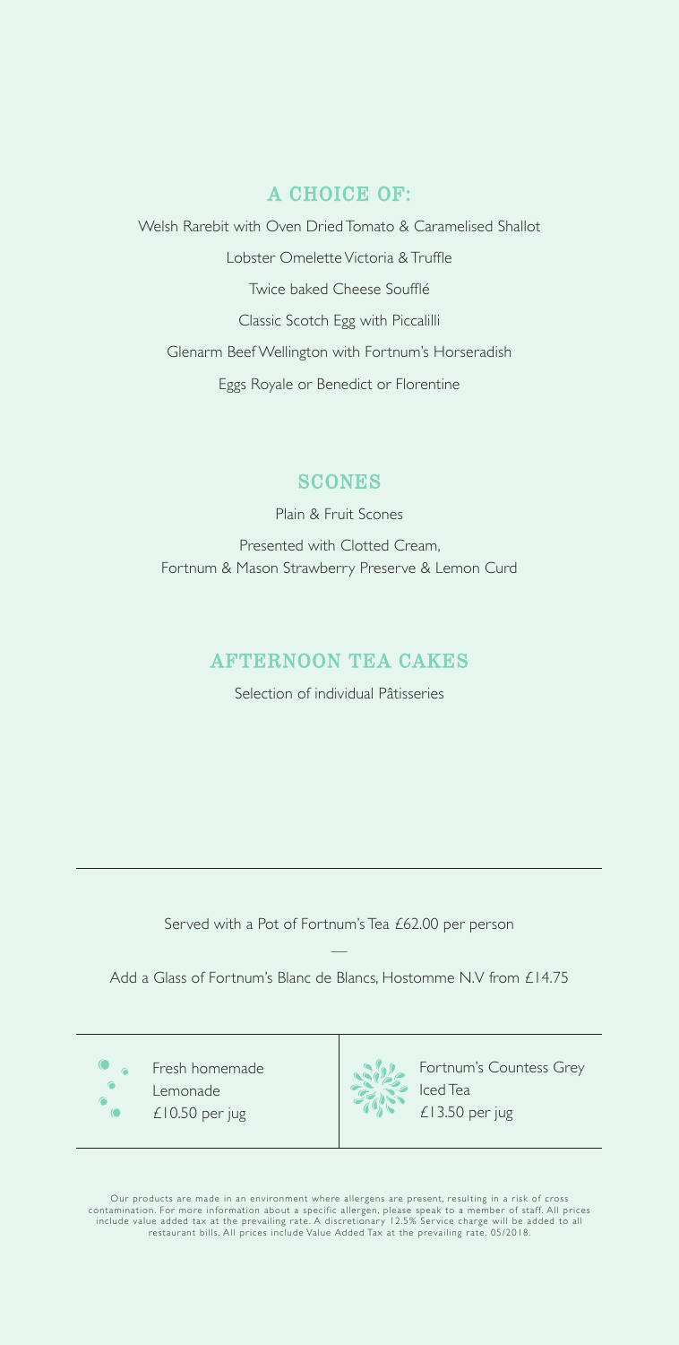## A CHOICE OF:

Welsh Rarebit with Oven Dried Tomato & Caramelised Shallot

Lobster Omelette Victoria & Truffle

Twice baked Cheese Soufflé

Classic Scotch Egg with Piccalilli

Glenarm Beef Wellington with Fortnum's Horseradish

Eggs Royale or Benedict or Florentine

## SCONES

Plain & Fruit Scones

Presented with Clotted Cream,
Fortnum & Mason Strawberry Preserve & Lemon Curd

## AFTERNOON TEA CAKES

Selection of individual Pâtisseries

---

Served with a Pot of Fortnum's Tea £62.00 per person

—

Add a Glass of Fortnum's Blanc de Blancs, Hostomme N.V from £14.75

---

Fresh homemade Lemonade
£10.50 per jug

Fortnum's Countess Grey Iced Tea
£13.50 per jug

---

Our products are made in an environment where allergens are present, resulting in a risk of cross contamination. For more information about a specific allergen, please speak to a member of staff. All prices include value added tax at the prevailing rate. A discretionary 12.5% Service charge will be added to all restaurant bills. All prices include Value Added Tax at the prevailing rate. 05/2018.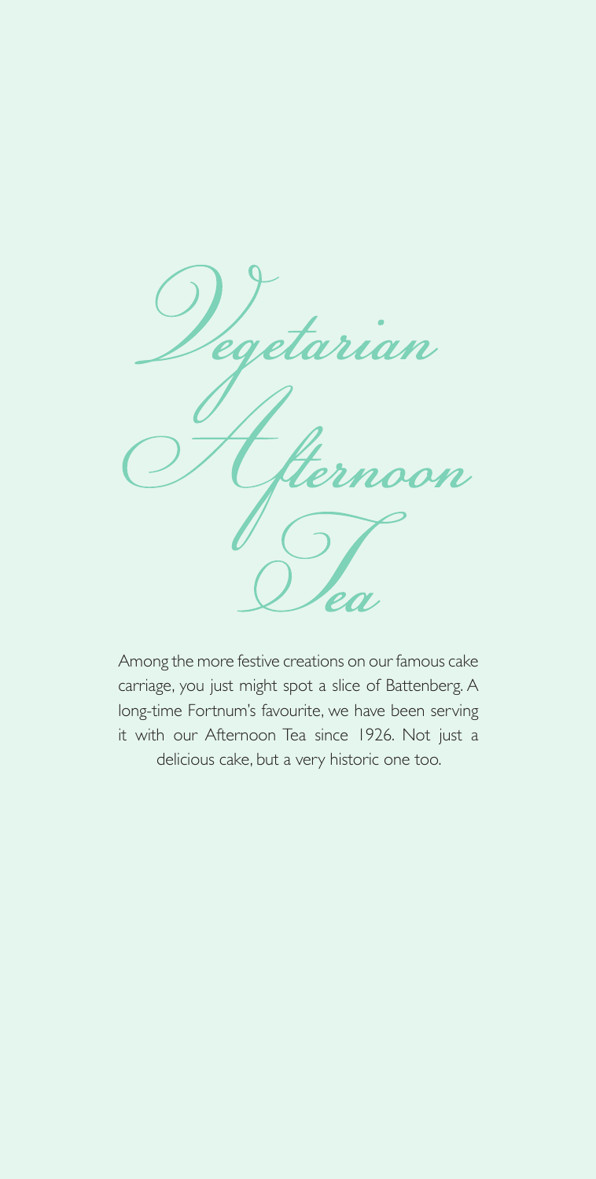# Vegetarian Afternoon Tea

Among the more festive creations on our famous cake carriage, you just might spot a slice of Battenberg. A long-time Fortnum's favourite, we have been serving it with our Afternoon Tea since 1926. Not just a delicious cake, but a very historic one too.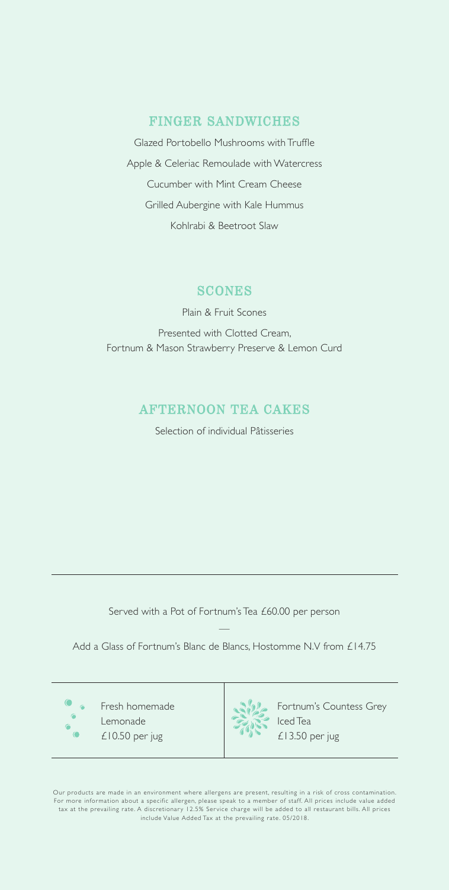## FINGER SANDWICHES

Glazed Portobello Mushrooms with Truffle

Apple & Celeriac Remoulade with Watercress

Cucumber with Mint Cream Cheese

Grilled Aubergine with Kale Hummus

Kohlrabi & Beetroot Slaw

## SCONES

Plain & Fruit Scones

Presented with Clotted Cream,
Fortnum & Mason Strawberry Preserve & Lemon Curd

## AFTERNOON TEA CAKES

Selection of individual Pâtisseries

---

Served with a Pot of Fortnum's Tea £60.00 per person

—

Add a Glass of Fortnum's Blanc de Blancs, Hostomme N.V from £14.75

---

Fresh homemade Lemonade
£10.50 per jug

Fortnum's Countess Grey Iced Tea
£13.50 per jug

---

Our products are made in an environment where allergens are present, resulting in a risk of cross contamination. For more information about a specific allergen, please speak to a member of staff. All prices include value added tax at the prevailing rate. A discretionary 12.5% Service charge will be added to all restaurant bills. All prices include Value Added Tax at the prevailing rate. 05/2018.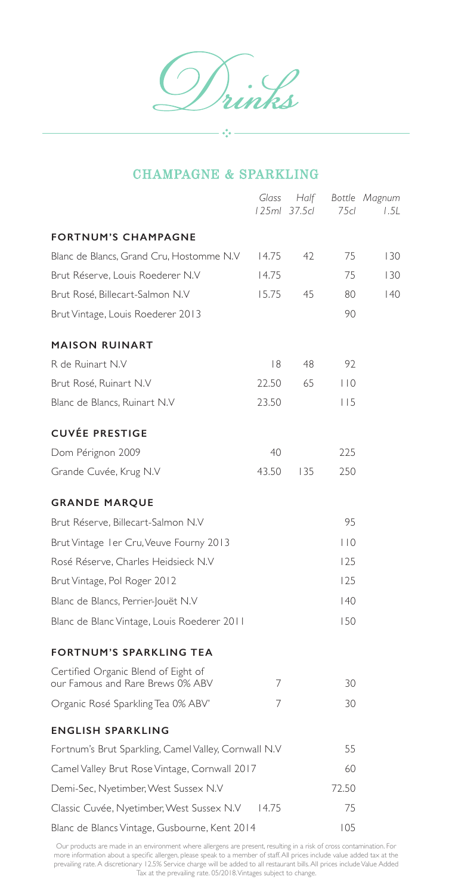# Drinks

## CHAMPAGNE & SPARKLING

| | *Glass 125ml* | *Half 37.5cl* | *Bottle 75cl* | *Magnum 1.5L* |
|---|---|---|---|---|
| **FORTNUM'S CHAMPAGNE** | | | | |
| Blanc de Blancs, Grand Cru, Hostomme N.V | 14.75 | 42 | 75 | 130 |
| Brut Réserve, Louis Roederer N.V | 14.75 | | 75 | 130 |
| Brut Rosé, Billecart-Salmon N.V | 15.75 | 45 | 80 | 140 |
| Brut Vintage, Louis Roederer 2013 | | | 90 | |
| **MAISON RUINART** | | | | |
| R de Ruinart N.V | 18 | 48 | 92 | |
| Brut Rosé, Ruinart N.V | 22.50 | 65 | 110 | |
| Blanc de Blancs, Ruinart N.V | 23.50 | | 115 | |
| **CUVÉE PRESTIGE** | | | | |
| Dom Pérignon 2009 | 40 | | 225 | |
| Grande Cuvée, Krug N.V | 43.50 | 135 | 250 | |
| **GRANDE MARQUE** | | | | |
| Brut Réserve, Billecart-Salmon N.V | | | 95 | |
| Brut Vintage 1er Cru, Veuve Fourny 2013 | | | 110 | |
| Rosé Réserve, Charles Heidsieck N.V | | | 125 | |
| Brut Vintage, Pol Roger 2012 | | | 125 | |
| Blanc de Blancs, Perrier-Jouët N.V | | | 140 | |
| Blanc de Blanc Vintage, Louis Roederer 2011 | | | 150 | |
| **FORTNUM'S SPARKLING TEA** | | | | |
| Certified Organic Blend of Eight of our Famous and Rare Brews 0% ABV | 7 | | 30 | |
| Organic Rosé Sparkling Tea 0% ABV' | 7 | | 30 | |
| **ENGLISH SPARKLING** | | | | |
| Fortnum's Brut Sparkling, Camel Valley, Cornwall N.V | | | 55 | |
| Camel Valley Brut Rose Vintage, Cornwall 2017 | | | 60 | |
| Demi-Sec, Nyetimber, West Sussex N.V | | | 72.50 | |
| Classic Cuvée, Nyetimber, West Sussex N.V | 14.75 | | 75 | |
| Blanc de Blancs Vintage, Gusbourne, Kent 2014 | | | 105 | |

Our products are made in an environment where allergens are present, resulting in a risk of cross contamination. For more information about a specific allergen, please speak to a member of staff. All prices include value added tax at the prevailing rate. A discretionary 12.5% Service charge will be added to all restaurant bills. All prices include Value Added Tax at the prevailing rate. 05/2018. Vintages subject to change.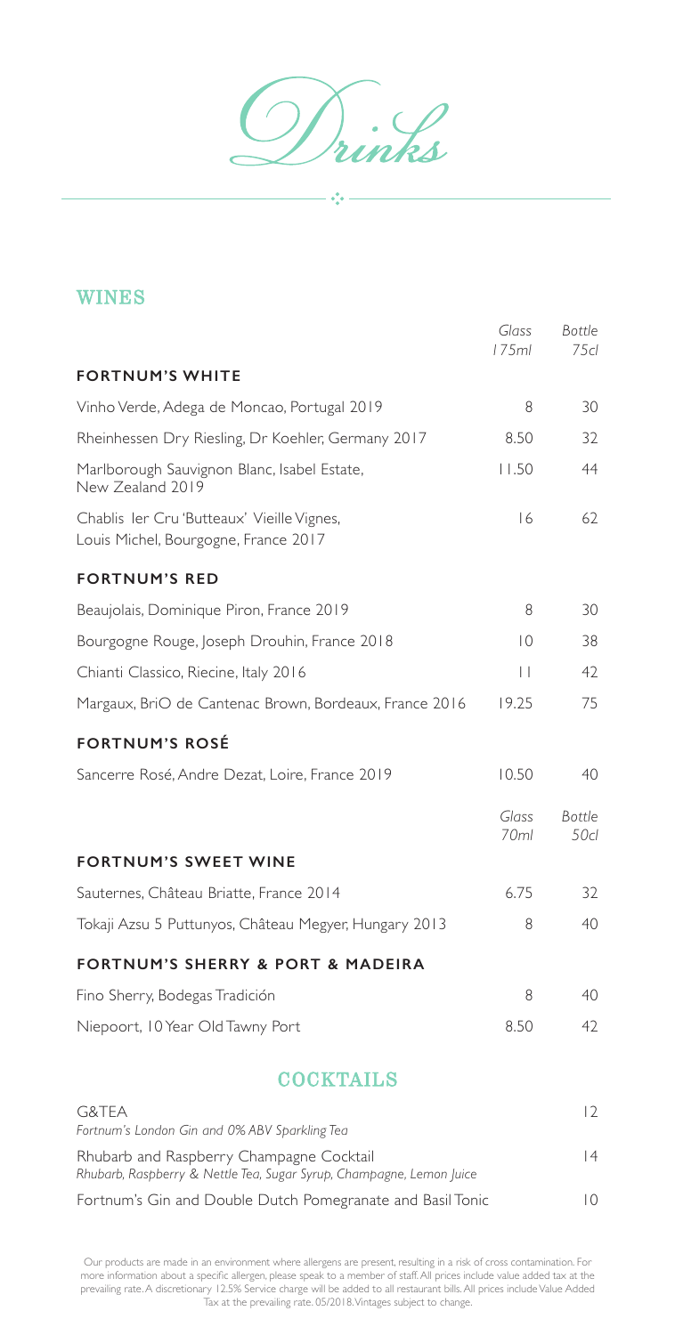# Drinks

## WINES

| | Glass 175ml | Bottle 75cl |
|---|---|---|
| **FORTNUM'S WHITE** | | |
| Vinho Verde, Adega de Moncao, Portugal 2019 | 8 | 30 |
| Rheinhessen Dry Riesling, Dr Koehler, Germany 2017 | 8.50 | 32 |
| Marlborough Sauvignon Blanc, Isabel Estate, New Zealand 2019 | 11.50 | 44 |
| Chablis 1er Cru 'Butteaux' Vieille Vignes, Louis Michel, Bourgogne, France 2017 | 16 | 62 |
| **FORTNUM'S RED** | | |
| Beaujolais, Dominique Piron, France 2019 | 8 | 30 |
| Bourgogne Rouge, Joseph Drouhin, France 2018 | 10 | 38 |
| Chianti Classico, Riecine, Italy 2016 | 11 | 42 |
| Margaux, BriO de Cantenac Brown, Bordeaux, France 2016 | 19.25 | 75 |
| **FORTNUM'S ROSÉ** | | |
| Sancerre Rosé, Andre Dezat, Loire, France 2019 | 10.50 | 40 |

| | Glass 70ml | Bottle 50cl |
|---|---|---|
| **FORTNUM'S SWEET WINE** | | |
| Sauternes, Château Briatte, France 2014 | 6.75 | 32 |
| Tokaji Azsu 5 Puttunyos, Château Megyer, Hungary 2013 | 8 | 40 |
| **FORTNUM'S SHERRY & PORT & MADEIRA** | | |
| Fino Sherry, Bodegas Tradición | 8 | 40 |
| Niepoort, 10 Year Old Tawny Port | 8.50 | 42 |

## COCKTAILS

| | |
|---|---|
| G&TEA<br>*Fortnum's London Gin and 0% ABV Sparkling Tea* | 12 |
| Rhubarb and Raspberry Champagne Cocktail<br>*Rhubarb, Raspberry & Nettle Tea, Sugar Syrup, Champagne, Lemon Juice* | 14 |
| Fortnum's Gin and Double Dutch Pomegranate and Basil Tonic | 10 |

Our products are made in an environment where allergens are present, resulting in a risk of cross contamination. For more information about a specific allergen, please speak to a member of staff. All prices include value added tax at the prevailing rate. A discretionary 12.5% Service charge will be added to all restaurant bills. All prices include Value Added Tax at the prevailing rate. 05/2018. Vintages subject to change.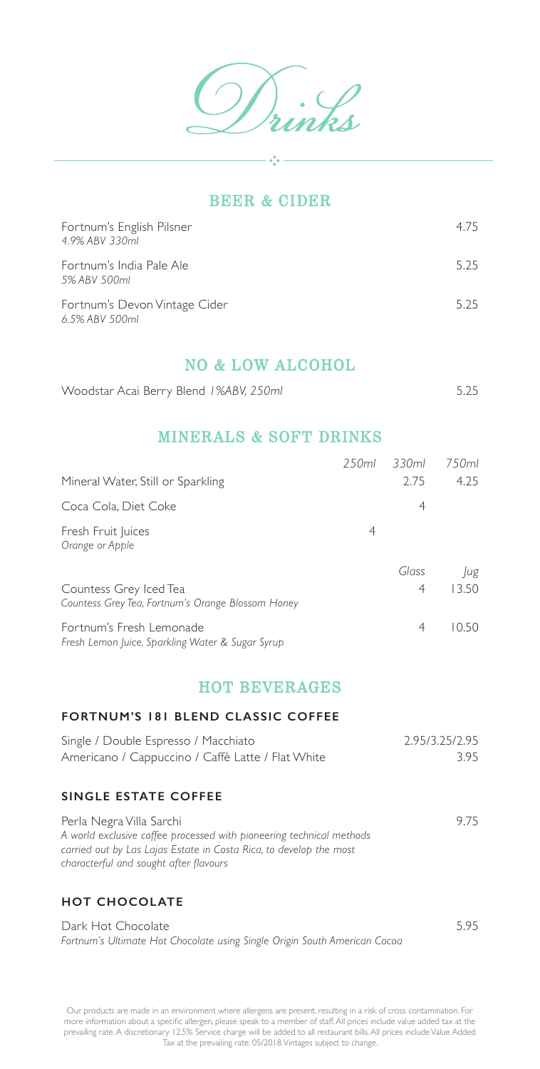# Drinks

## BEER & CIDER

| | |
|---|---|
| Fortnum's English Pilsner<br>*4.9% ABV 330ml* | 4.75 |
| Fortnum's India Pale Ale<br>*5% ABV 500ml* | 5.25 |
| Fortnum's Devon Vintage Cider<br>*6.5% ABV 500ml* | 5.25 |

## NO & LOW ALCOHOL

| | |
|---|---|
| Woodstar Acai Berry Blend *1%ABV, 250ml* | 5.25 |

## MINERALS & SOFT DRINKS

| | 250ml | 330ml | 750ml |
|---|---|---|---|
| Mineral Water, Still or Sparkling | | 2.75 | 4.25 |
| Coca Cola, Diet Coke | | 4 | |
| Fresh Fruit Juices<br>*Orange or Apple* | 4 | | |

| | Glass | Jug |
|---|---|---|
| Countess Grey Iced Tea<br>*Countess Grey Tea, Fortnum's Orange Blossom Honey* | 4 | 13.50 |
| Fortnum's Fresh Lemonade<br>*Fresh Lemon Juice, Sparkling Water & Sugar Syrup* | 4 | 10.50 |

## HOT BEVERAGES

### FORTNUM'S 181 BLEND CLASSIC COFFEE

| | |
|---|---|
| Single / Double Espresso / Macchiato | 2.95/3.25/2.95 |
| Americano / Cappuccino / Caffè Latte / Flat White | 3.95 |

### SINGLE ESTATE COFFEE

| | |
|---|---|
| Perla Negra Villa Sarchi<br>*A world exclusive coffee processed with pioneering technical methods carried out by Las Lajas Estate in Costa Rica, to develop the most characterful and sought after flavours* | 9.75 |

### HOT CHOCOLATE

| | |
|---|---|
| Dark Hot Chocolate<br>*Fortnum's Ultimate Hot Chocolate using Single Origin South American Cocoa* | 5.95 |

Our products are made in an environment where allergens are present, resulting in a risk of cross contamination. For more information about a specific allergen, please speak to a member of staff. All prices include value added tax at the prevailing rate. A discretionary 12.5% Service charge will be added to all restaurant bills. All prices include Value Added Tax at the prevailing rate. 05/2018. Vintages subject to change.